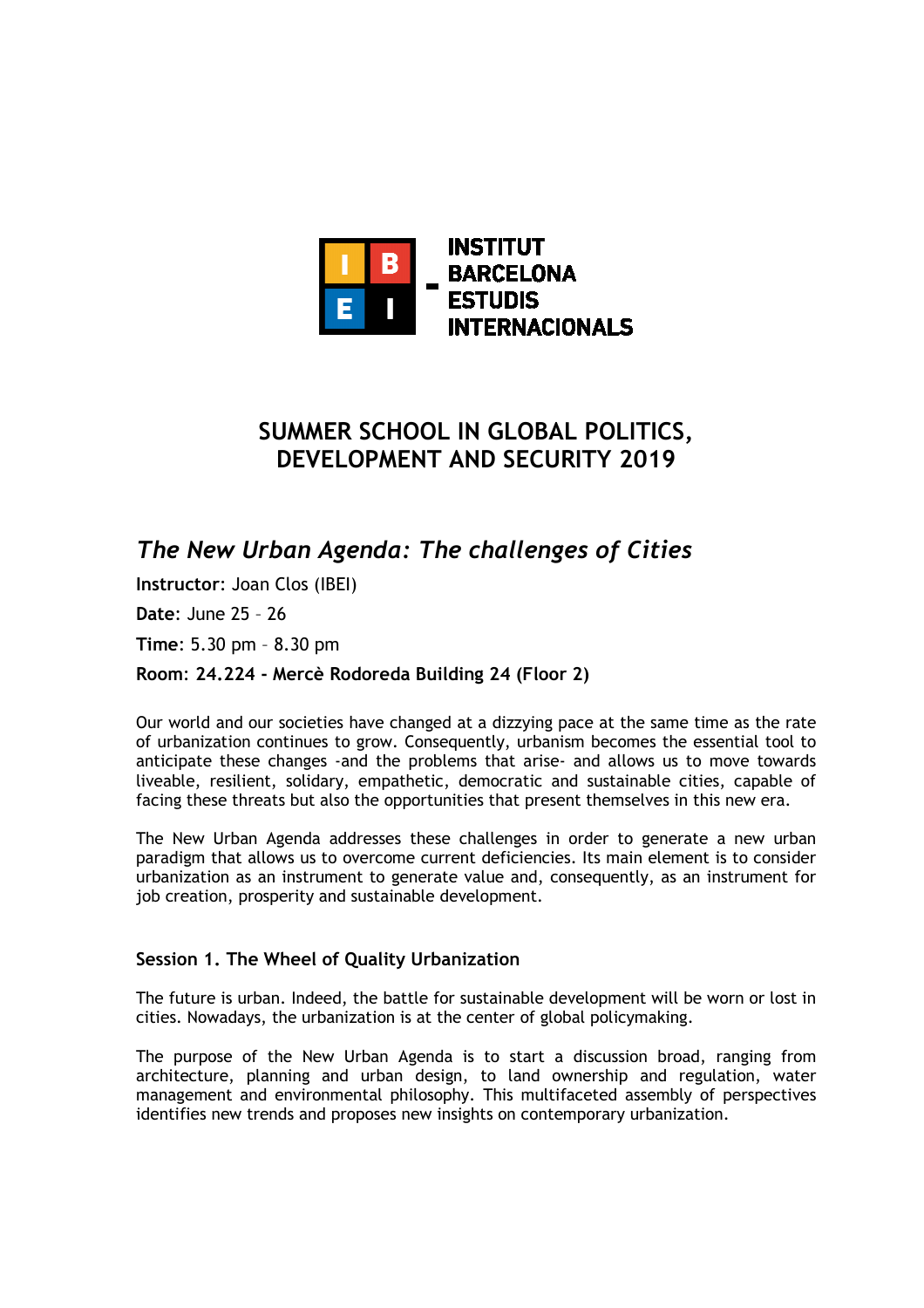INSTITUT BARCELONA ESTUDIS INTERNACIONALS

# SUMMER SCHOOL IN GLOBAL POLITICS, DEVELOPMENT AND SECURITY 2019

## *The New Urban Agenda: The challenges of Cities*

**Instructor**: Joan Clos (IBEI)

**Date**: June 25 – 26

**Time**: 5.30 pm – 8.30 pm

**Room**: **24.224 - Mercè Rodoreda Building 24 (Floor 2)**

Our world and our societies have changed at a dizzying pace at the same time as the rate of urbanization continues to grow. Consequently, urbanism becomes the essential tool to anticipate these changes -and the problems that arise- and allows us to move towards liveable, resilient, solidary, empathetic, democratic and sustainable cities, capable of facing these threats but also the opportunities that present themselves in this new era.

The New Urban Agenda addresses these challenges in order to generate a new urban paradigm that allows us to overcome current deficiencies. Its main element is to consider urbanization as an instrument to generate value and, consequently, as an instrument for job creation, prosperity and sustainable development.

### Session 1. The Wheel of Quality Urbanization

The future is urban. Indeed, the battle for sustainable development will be worn or lost in cities. Nowadays, the urbanization is at the center of global policymaking.

The purpose of the New Urban Agenda is to start a discussion broad, ranging from architecture, planning and urban design, to land ownership and regulation, water management and environmental philosophy. This multifaceted assembly of perspectives identifies new trends and proposes new insights on contemporary urbanization.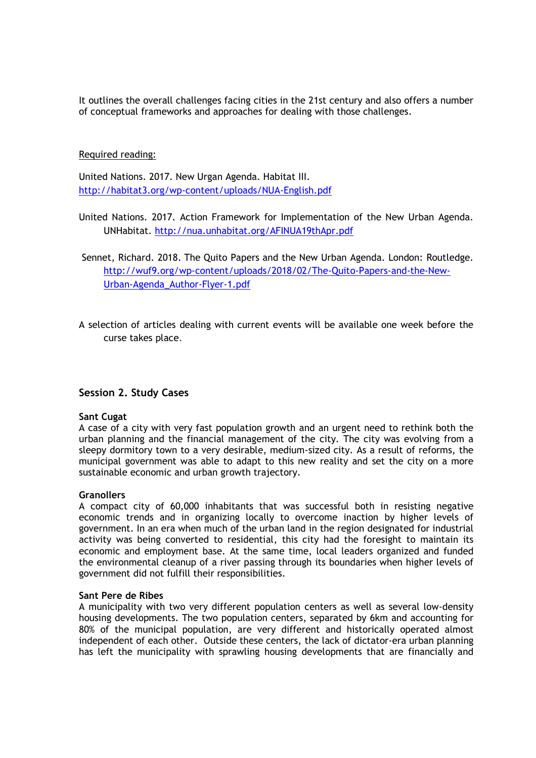It outlines the overall challenges facing cities in the 21st century and also offers a number of conceptual frameworks and approaches for dealing with those challenges.

Required reading:

United Nations. 2017. New Urgan Agenda. Habitat III. http://habitat3.org/wp-content/uploads/NUA-English.pdf

United Nations. 2017. Action Framework for Implementation of the New Urban Agenda. UNHabitat. http://nua.unhabitat.org/AFINUA19thApr.pdf

Sennet, Richard. 2018. The Quito Papers and the New Urban Agenda. London: Routledge. http://wuf9.org/wp-content/uploads/2018/02/The-Quito-Papers-and-the-New-Urban-Agenda_Author-Flyer-1.pdf

A selection of articles dealing with current events will be available one week before the curse takes place.

### Session 2. Study Cases

**Sant Cugat**
A case of a city with very fast population growth and an urgent need to rethink both the urban planning and the financial management of the city. The city was evolving from a sleepy dormitory town to a very desirable, medium-sized city. As a result of reforms, the municipal government was able to adapt to this new reality and set the city on a more sustainable economic and urban growth trajectory.

**Granollers**
A compact city of 60,000 inhabitants that was successful both in resisting negative economic trends and in organizing locally to overcome inaction by higher levels of government. In an era when much of the urban land in the region designated for industrial activity was being converted to residential, this city had the foresight to maintain its economic and employment base. At the same time, local leaders organized and funded the environmental cleanup of a river passing through its boundaries when higher levels of government did not fulfill their responsibilities.

**Sant Pere de Ribes**
A municipality with two very different population centers as well as several low-density housing developments. The two population centers, separated by 6km and accounting for 80% of the municipal population, are very different and historically operated almost independent of each other. Outside these centers, the lack of dictator-era urban planning has left the municipality with sprawling housing developments that are financially and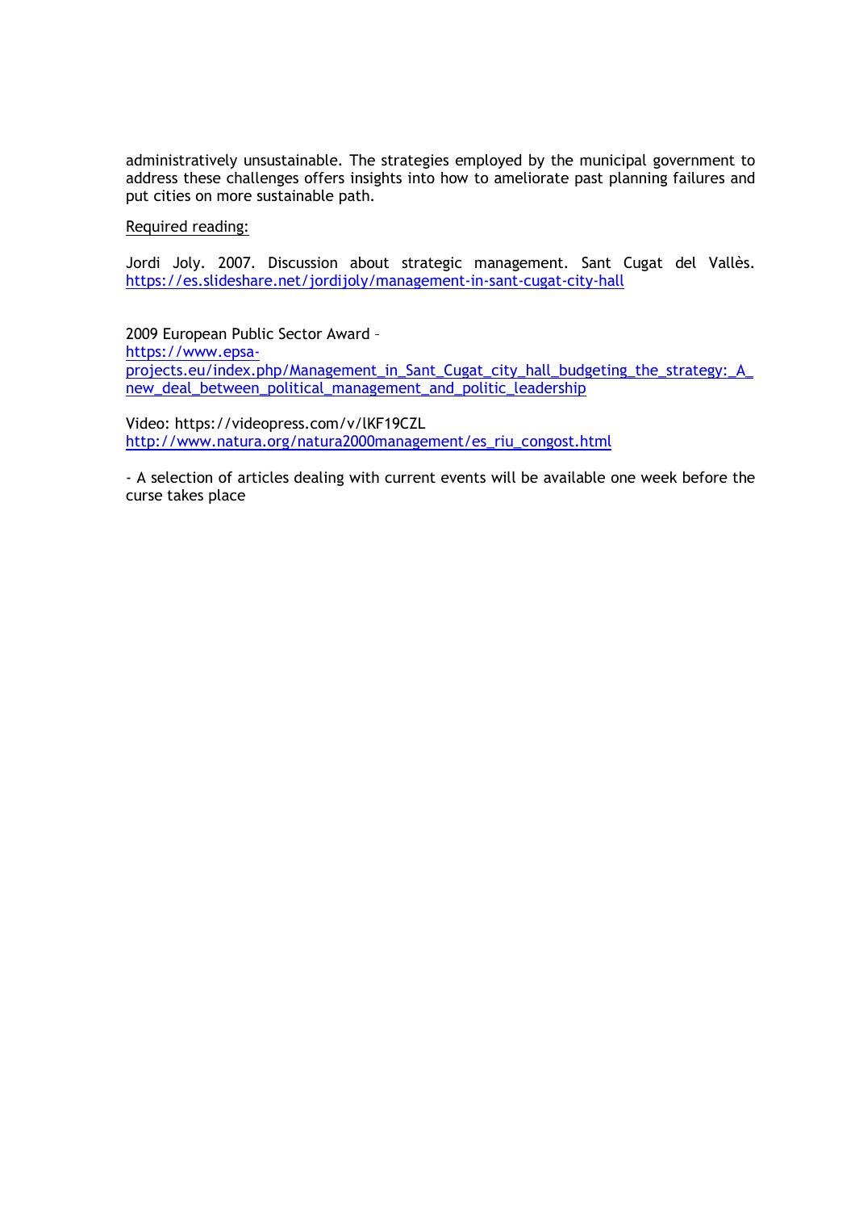administratively unsustainable. The strategies employed by the municipal government to address these challenges offers insights into how to ameliorate past planning failures and put cities on more sustainable path.

Required reading:

Jordi Joly. 2007. Discussion about strategic management. Sant Cugat del Vallès. https://es.slideshare.net/jordijoly/management-in-sant-cugat-city-hall

2009 European Public Sector Award – https://www.epsa-projects.eu/index.php/Management_in_Sant_Cugat_city_hall_budgeting_the_strategy:_A_new_deal_between_political_management_and_politic_leadership

Video: https://videopress.com/v/lKF19CZL
http://www.natura.org/natura2000management/es_riu_congost.html

- A selection of articles dealing with current events will be available one week before the curse takes place